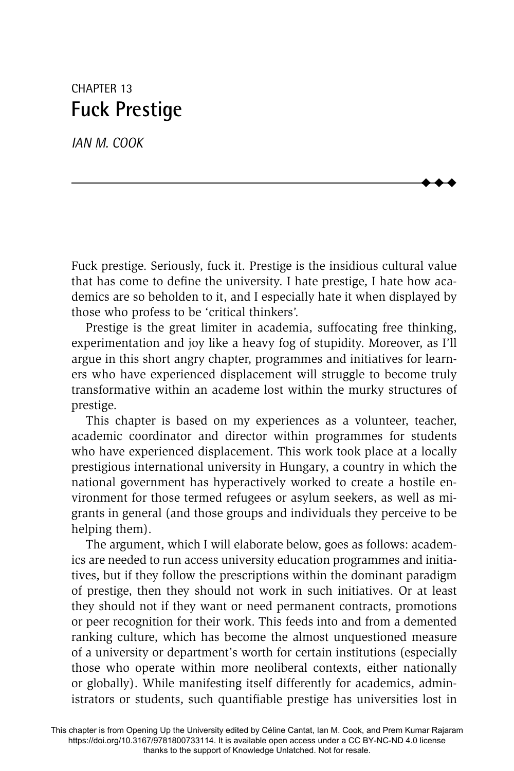CHAPTER 13

# Fuck Prestige

*IAN M. COOK*

Fuck prestige. Seriously, fuck it. Prestige is the insidious cultural value that has come to define the university. I hate prestige, I hate how academics are so beholden to it, and I especially hate it when displayed by those who profess to be 'critical thinkers'.

Prestige is the great limiter in academia, suffocating free thinking, experimentation and joy like a heavy fog of stupidity. Moreover, as I'll argue in this short angry chapter, programmes and initiatives for learners who have experienced displacement will struggle to become truly transformative within an academe lost within the murky structures of prestige.

This chapter is based on my experiences as a volunteer, teacher, academic coordinator and director within programmes for students who have experienced displacement. This work took place at a locally prestigious international university in Hungary, a country in which the national government has hyperactively worked to create a hostile environment for those termed refugees or asylum seekers, as well as migrants in general (and those groups and individuals they perceive to be helping them).

The argument, which I will elaborate below, goes as follows: academics are needed to run access university education programmes and initiatives, but if they follow the prescriptions within the dominant paradigm of prestige, then they should not work in such initiatives. Or at least they should not if they want or need permanent contracts, promotions or peer recognition for their work. This feeds into and from a demented ranking culture, which has become the almost unquestioned measure of a university or department's worth for certain institutions (especially those who operate within more neoliberal contexts, either nationally or globally). While manifesting itself differently for academics, administrators or students, such quantifiable prestige has universities lost in

This chapter is from Opening Up the University edited by Céline Cantat, Ian M. Cook, and Prem Kumar Rajaram https://doi.org/10.3167/9781800733114. It is available open access under a CC BY-NC-ND 4.0 license thanks to the support of Knowledge Unlatched. Not for resale.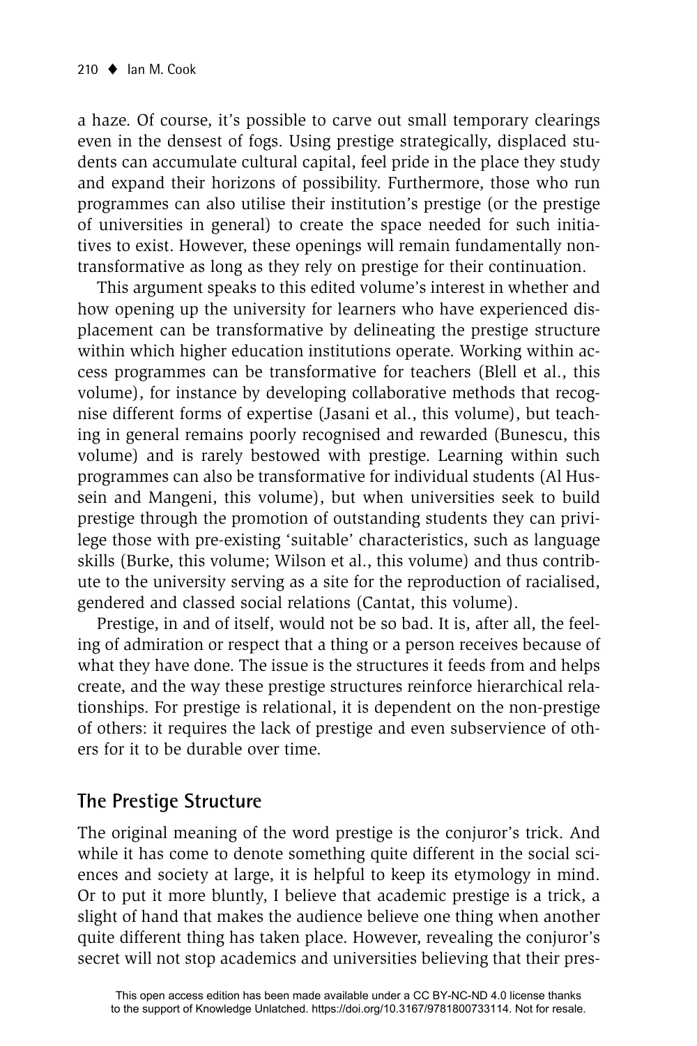a haze. Of course, it's possible to carve out small temporary clearings even in the densest of fogs. Using prestige strategically, displaced students can accumulate cultural capital, feel pride in the place they study and expand their horizons of possibility. Furthermore, those who run programmes can also utilise their institution's prestige (or the prestige of universities in general) to create the space needed for such initiatives to exist. However, these openings will remain fundamentally non-transformative as long as they rely on prestige for their continuation.

This argument speaks to this edited volume's interest in whether and how opening up the university for learners who have experienced displacement can be transformative by delineating the prestige structure within which higher education institutions operate. Working within access programmes can be transformative for teachers (Blell et al., this volume), for instance by developing collaborative methods that recognise different forms of expertise (Jasani et al., this volume), but teaching in general remains poorly recognised and rewarded (Bunescu, this volume) and is rarely bestowed with prestige. Learning within such programmes can also be transformative for individual students (Al Hussein and Mangeni, this volume), but when universities seek to build prestige through the promotion of outstanding students they can privilege those with pre-existing 'suitable' characteristics, such as language skills (Burke, this volume; Wilson et al., this volume) and thus contribute to the university serving as a site for the reproduction of racialised, gendered and classed social relations (Cantat, this volume).

Prestige, in and of itself, would not be so bad. It is, after all, the feeling of admiration or respect that a thing or a person receives because of what they have done. The issue is the structures it feeds from and helps create, and the way these prestige structures reinforce hierarchical relationships. For prestige is relational, it is dependent on the non-prestige of others: it requires the lack of prestige and even subservience of others for it to be durable over time.

## The Prestige Structure

The original meaning of the word prestige is the conjuror's trick. And while it has come to denote something quite different in the social sciences and society at large, it is helpful to keep its etymology in mind. Or to put it more bluntly, I believe that academic prestige is a trick, a slight of hand that makes the audience believe one thing when another quite different thing has taken place. However, revealing the conjuror's secret will not stop academics and universities believing that their pres-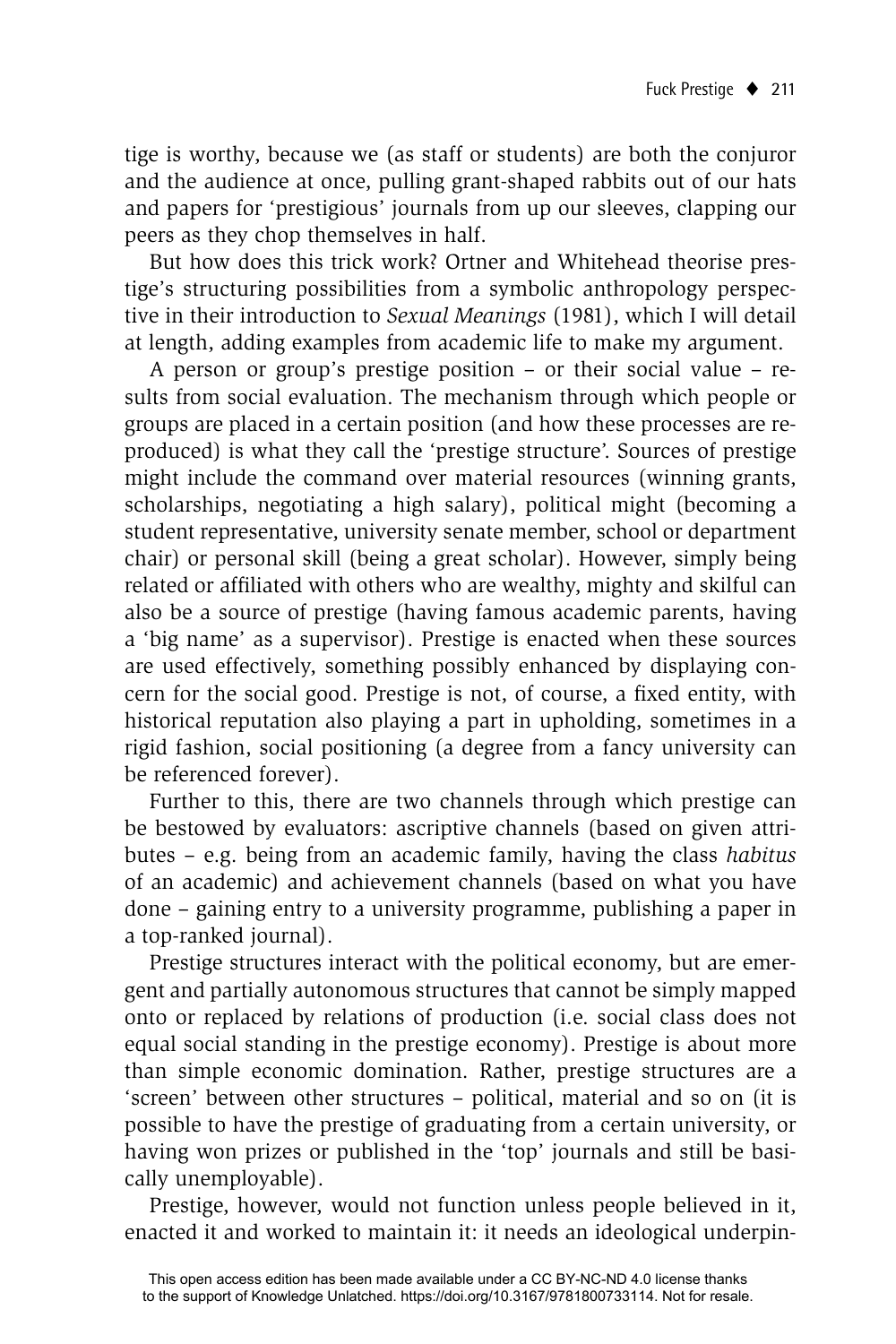tige is worthy, because we (as staff or students) are both the conjuror and the audience at once, pulling grant-shaped rabbits out of our hats and papers for 'prestigious' journals from up our sleeves, clapping our peers as they chop themselves in half.

But how does this trick work? Ortner and Whitehead theorise prestige's structuring possibilities from a symbolic anthropology perspective in their introduction to *Sexual Meanings* (1981), which I will detail at length, adding examples from academic life to make my argument.

A person or group's prestige position – or their social value – results from social evaluation. The mechanism through which people or groups are placed in a certain position (and how these processes are reproduced) is what they call the 'prestige structure'. Sources of prestige might include the command over material resources (winning grants, scholarships, negotiating a high salary), political might (becoming a student representative, university senate member, school or department chair) or personal skill (being a great scholar). However, simply being related or affiliated with others who are wealthy, mighty and skilful can also be a source of prestige (having famous academic parents, having a 'big name' as a supervisor). Prestige is enacted when these sources are used effectively, something possibly enhanced by displaying concern for the social good. Prestige is not, of course, a fixed entity, with historical reputation also playing a part in upholding, sometimes in a rigid fashion, social positioning (a degree from a fancy university can be referenced forever).

Further to this, there are two channels through which prestige can be bestowed by evaluators: ascriptive channels (based on given attributes – e.g. being from an academic family, having the class *habitus* of an academic) and achievement channels (based on what you have done – gaining entry to a university programme, publishing a paper in a top-ranked journal).

Prestige structures interact with the political economy, but are emergent and partially autonomous structures that cannot be simply mapped onto or replaced by relations of production (i.e. social class does not equal social standing in the prestige economy). Prestige is about more than simple economic domination. Rather, prestige structures are a 'screen' between other structures – political, material and so on (it is possible to have the prestige of graduating from a certain university, or having won prizes or published in the 'top' journals and still be basically unemployable).

Prestige, however, would not function unless people believed in it, enacted it and worked to maintain it: it needs an ideological underpin-

This open access edition has been made available under a CC BY-NC-ND 4.0 license thanks to the support of Knowledge Unlatched. https://doi.org/10.3167/9781800733114. Not for resale.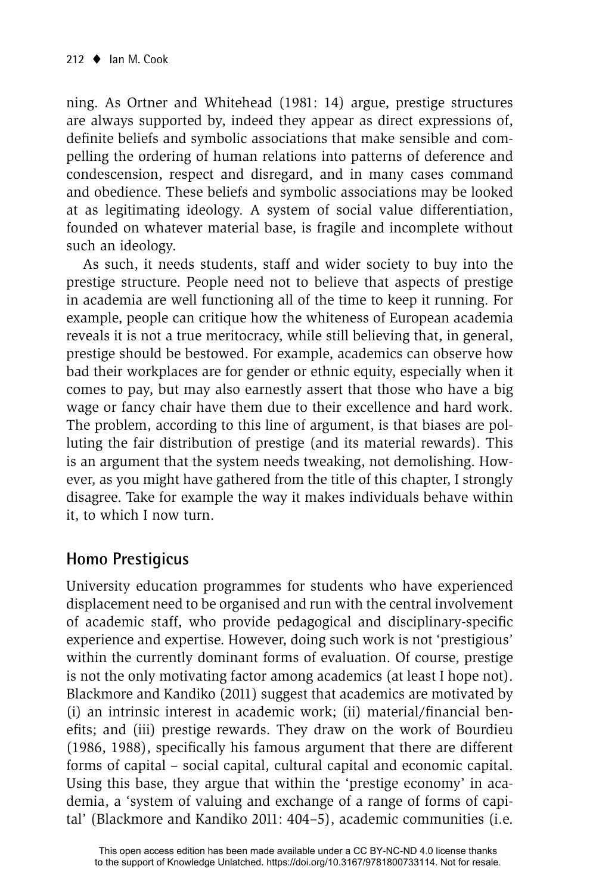ning. As Ortner and Whitehead (1981: 14) argue, prestige structures are always supported by, indeed they appear as direct expressions of, definite beliefs and symbolic associations that make sensible and compelling the ordering of human relations into patterns of deference and condescension, respect and disregard, and in many cases command and obedience. These beliefs and symbolic associations may be looked at as legitimating ideology. A system of social value differentiation, founded on whatever material base, is fragile and incomplete without such an ideology.

As such, it needs students, staff and wider society to buy into the prestige structure. People need not to believe that aspects of prestige in academia are well functioning all of the time to keep it running. For example, people can critique how the whiteness of European academia reveals it is not a true meritocracy, while still believing that, in general, prestige should be bestowed. For example, academics can observe how bad their workplaces are for gender or ethnic equity, especially when it comes to pay, but may also earnestly assert that those who have a big wage or fancy chair have them due to their excellence and hard work. The problem, according to this line of argument, is that biases are polluting the fair distribution of prestige (and its material rewards). This is an argument that the system needs tweaking, not demolishing. However, as you might have gathered from the title of this chapter, I strongly disagree. Take for example the way it makes individuals behave within it, to which I now turn.

## Homo Prestigicus

University education programmes for students who have experienced displacement need to be organised and run with the central involvement of academic staff, who provide pedagogical and disciplinary-specific experience and expertise. However, doing such work is not 'prestigious' within the currently dominant forms of evaluation. Of course, prestige is not the only motivating factor among academics (at least I hope not). Blackmore and Kandiko (2011) suggest that academics are motivated by (i) an intrinsic interest in academic work; (ii) material/financial benefits; and (iii) prestige rewards. They draw on the work of Bourdieu (1986, 1988), specifically his famous argument that there are different forms of capital – social capital, cultural capital and economic capital. Using this base, they argue that within the 'prestige economy' in academia, a 'system of valuing and exchange of a range of forms of capital' (Blackmore and Kandiko 2011: 404–5), academic communities (i.e.

This open access edition has been made available under a CC BY-NC-ND 4.0 license thanks to the support of Knowledge Unlatched. https://doi.org/10.3167/9781800733114. Not for resale.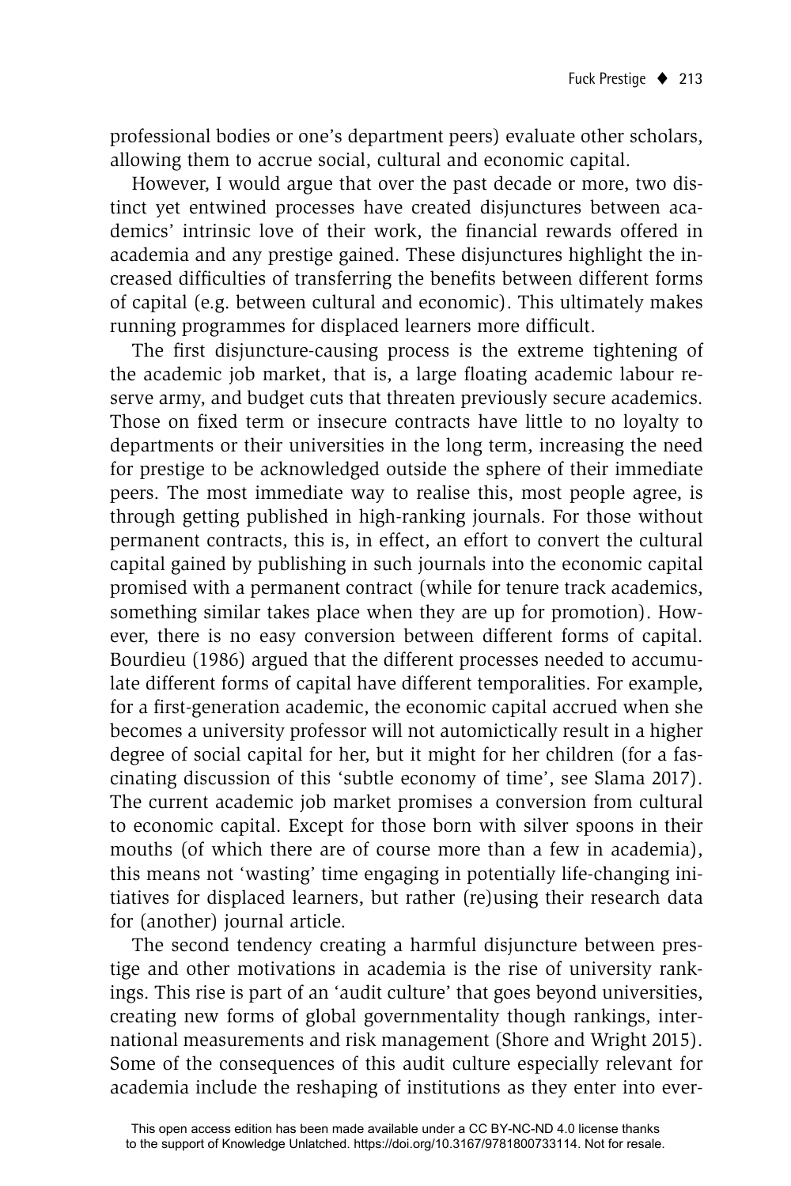professional bodies or one's department peers) evaluate other scholars, allowing them to accrue social, cultural and economic capital.

However, I would argue that over the past decade or more, two distinct yet entwined processes have created disjunctures between academics' intrinsic love of their work, the financial rewards offered in academia and any prestige gained. These disjunctures highlight the increased difficulties of transferring the benefits between different forms of capital (e.g. between cultural and economic). This ultimately makes running programmes for displaced learners more difficult.

The first disjuncture-causing process is the extreme tightening of the academic job market, that is, a large floating academic labour reserve army, and budget cuts that threaten previously secure academics. Those on fixed term or insecure contracts have little to no loyalty to departments or their universities in the long term, increasing the need for prestige to be acknowledged outside the sphere of their immediate peers. The most immediate way to realise this, most people agree, is through getting published in high-ranking journals. For those without permanent contracts, this is, in effect, an effort to convert the cultural capital gained by publishing in such journals into the economic capital promised with a permanent contract (while for tenure track academics, something similar takes place when they are up for promotion). However, there is no easy conversion between different forms of capital. Bourdieu (1986) argued that the different processes needed to accumulate different forms of capital have different temporalities. For example, for a first-generation academic, the economic capital accrued when she becomes a university professor will not automictically result in a higher degree of social capital for her, but it might for her children (for a fascinating discussion of this 'subtle economy of time', see Slama 2017). The current academic job market promises a conversion from cultural to economic capital. Except for those born with silver spoons in their mouths (of which there are of course more than a few in academia), this means not 'wasting' time engaging in potentially life-changing initiatives for displaced learners, but rather (re)using their research data for (another) journal article.

The second tendency creating a harmful disjuncture between prestige and other motivations in academia is the rise of university rankings. This rise is part of an 'audit culture' that goes beyond universities, creating new forms of global governmentality though rankings, international measurements and risk management (Shore and Wright 2015). Some of the consequences of this audit culture especially relevant for academia include the reshaping of institutions as they enter into ever-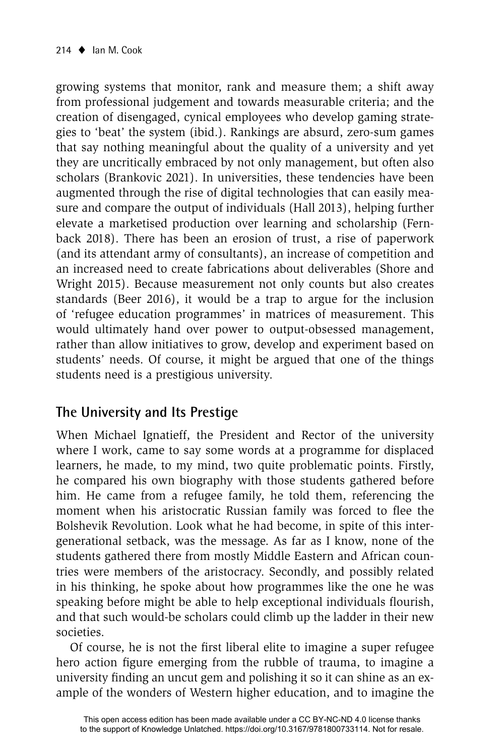growing systems that monitor, rank and measure them; a shift away from professional judgement and towards measurable criteria; and the creation of disengaged, cynical employees who develop gaming strategies to 'beat' the system (ibid.). Rankings are absurd, zero-sum games that say nothing meaningful about the quality of a university and yet they are uncritically embraced by not only management, but often also scholars (Brankovic 2021). In universities, these tendencies have been augmented through the rise of digital technologies that can easily measure and compare the output of individuals (Hall 2013), helping further elevate a marketised production over learning and scholarship (Fernback 2018). There has been an erosion of trust, a rise of paperwork (and its attendant army of consultants), an increase of competition and an increased need to create fabrications about deliverables (Shore and Wright 2015). Because measurement not only counts but also creates standards (Beer 2016), it would be a trap to argue for the inclusion of 'refugee education programmes' in matrices of measurement. This would ultimately hand over power to output-obsessed management, rather than allow initiatives to grow, develop and experiment based on students' needs. Of course, it might be argued that one of the things students need is a prestigious university.

## The University and Its Prestige

When Michael Ignatieff, the President and Rector of the university where I work, came to say some words at a programme for displaced learners, he made, to my mind, two quite problematic points. Firstly, he compared his own biography with those students gathered before him. He came from a refugee family, he told them, referencing the moment when his aristocratic Russian family was forced to flee the Bolshevik Revolution. Look what he had become, in spite of this intergenerational setback, was the message. As far as I know, none of the students gathered there from mostly Middle Eastern and African countries were members of the aristocracy. Secondly, and possibly related in his thinking, he spoke about how programmes like the one he was speaking before might be able to help exceptional individuals flourish, and that such would-be scholars could climb up the ladder in their new societies.

Of course, he is not the first liberal elite to imagine a super refugee hero action figure emerging from the rubble of trauma, to imagine a university finding an uncut gem and polishing it so it can shine as an example of the wonders of Western higher education, and to imagine the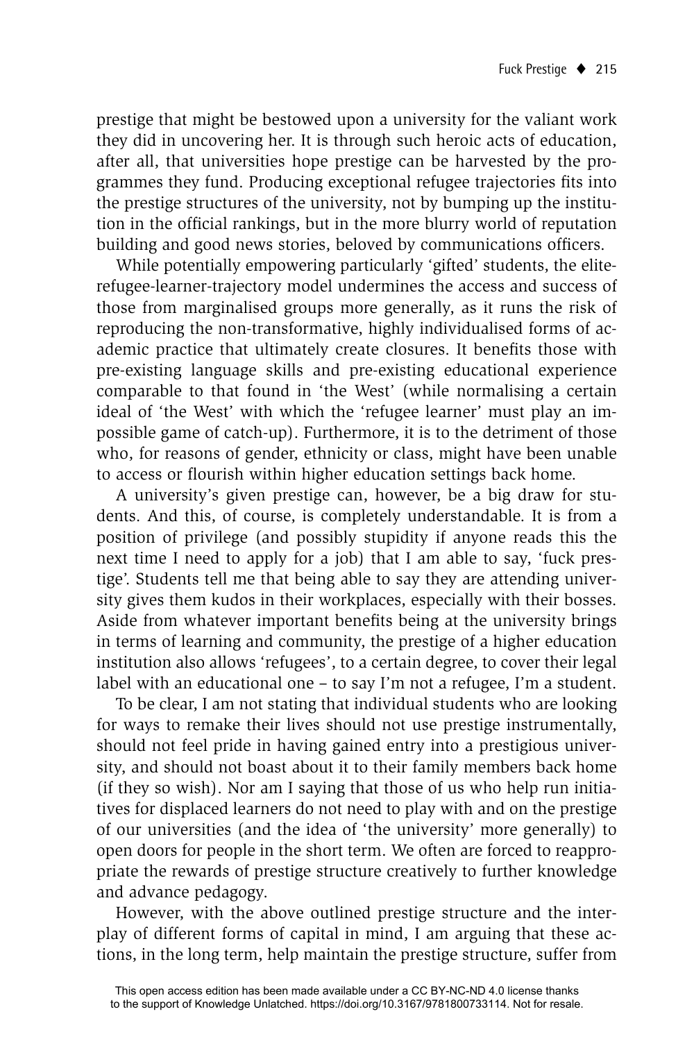prestige that might be bestowed upon a university for the valiant work they did in uncovering her. It is through such heroic acts of education, after all, that universities hope prestige can be harvested by the programmes they fund. Producing exceptional refugee trajectories fits into the prestige structures of the university, not by bumping up the institution in the official rankings, but in the more blurry world of reputation building and good news stories, beloved by communications officers.

While potentially empowering particularly 'gifted' students, the elite-refugee-learner-trajectory model undermines the access and success of those from marginalised groups more generally, as it runs the risk of reproducing the non-transformative, highly individualised forms of academic practice that ultimately create closures. It benefits those with pre-existing language skills and pre-existing educational experience comparable to that found in 'the West' (while normalising a certain ideal of 'the West' with which the 'refugee learner' must play an impossible game of catch-up). Furthermore, it is to the detriment of those who, for reasons of gender, ethnicity or class, might have been unable to access or flourish within higher education settings back home.

A university's given prestige can, however, be a big draw for students. And this, of course, is completely understandable. It is from a position of privilege (and possibly stupidity if anyone reads this the next time I need to apply for a job) that I am able to say, 'fuck prestige'. Students tell me that being able to say they are attending university gives them kudos in their workplaces, especially with their bosses. Aside from whatever important benefits being at the university brings in terms of learning and community, the prestige of a higher education institution also allows 'refugees', to a certain degree, to cover their legal label with an educational one – to say I'm not a refugee, I'm a student.

To be clear, I am not stating that individual students who are looking for ways to remake their lives should not use prestige instrumentally, should not feel pride in having gained entry into a prestigious university, and should not boast about it to their family members back home (if they so wish). Nor am I saying that those of us who help run initiatives for displaced learners do not need to play with and on the prestige of our universities (and the idea of 'the university' more generally) to open doors for people in the short term. We often are forced to reappropriate the rewards of prestige structure creatively to further knowledge and advance pedagogy.

However, with the above outlined prestige structure and the interplay of different forms of capital in mind, I am arguing that these actions, in the long term, help maintain the prestige structure, suffer from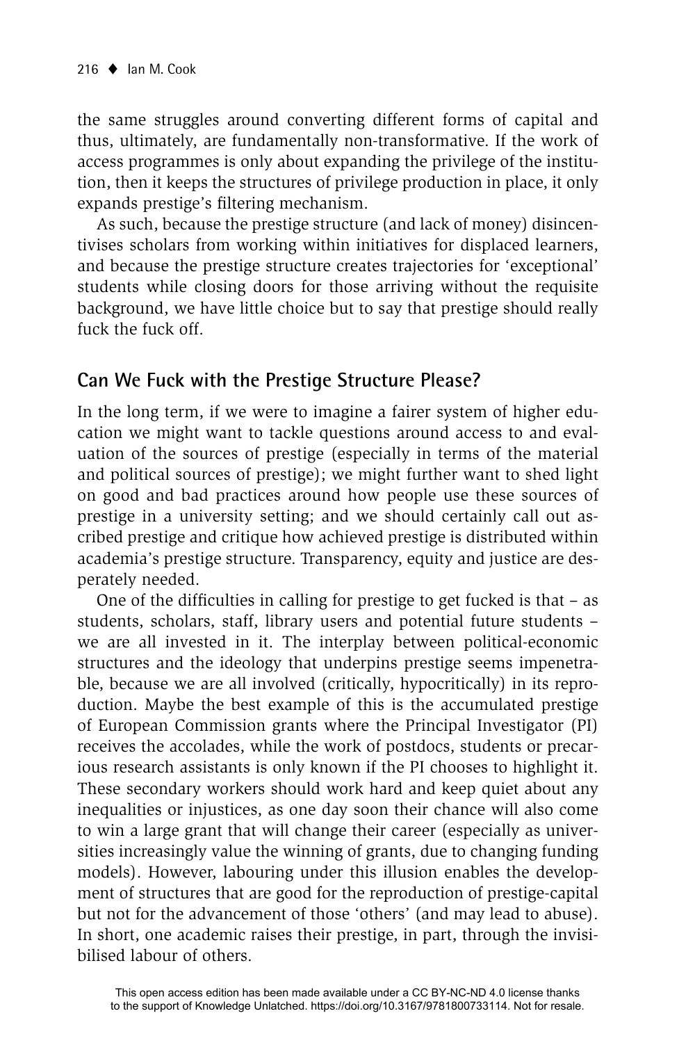the same struggles around converting different forms of capital and thus, ultimately, are fundamentally non-transformative. If the work of access programmes is only about expanding the privilege of the institution, then it keeps the structures of privilege production in place, it only expands prestige's filtering mechanism.

As such, because the prestige structure (and lack of money) disincentivises scholars from working within initiatives for displaced learners, and because the prestige structure creates trajectories for 'exceptional' students while closing doors for those arriving without the requisite background, we have little choice but to say that prestige should really fuck the fuck off.

## Can We Fuck with the Prestige Structure Please?

In the long term, if we were to imagine a fairer system of higher education we might want to tackle questions around access to and evaluation of the sources of prestige (especially in terms of the material and political sources of prestige); we might further want to shed light on good and bad practices around how people use these sources of prestige in a university setting; and we should certainly call out ascribed prestige and critique how achieved prestige is distributed within academia's prestige structure. Transparency, equity and justice are desperately needed.

One of the difficulties in calling for prestige to get fucked is that – as students, scholars, staff, library users and potential future students – we are all invested in it. The interplay between political-economic structures and the ideology that underpins prestige seems impenetrable, because we are all involved (critically, hypocritically) in its reproduction. Maybe the best example of this is the accumulated prestige of European Commission grants where the Principal Investigator (PI) receives the accolades, while the work of postdocs, students or precarious research assistants is only known if the PI chooses to highlight it. These secondary workers should work hard and keep quiet about any inequalities or injustices, as one day soon their chance will also come to win a large grant that will change their career (especially as universities increasingly value the winning of grants, due to changing funding models). However, labouring under this illusion enables the development of structures that are good for the reproduction of prestige-capital but not for the advancement of those 'others' (and may lead to abuse). In short, one academic raises their prestige, in part, through the invisibilised labour of others.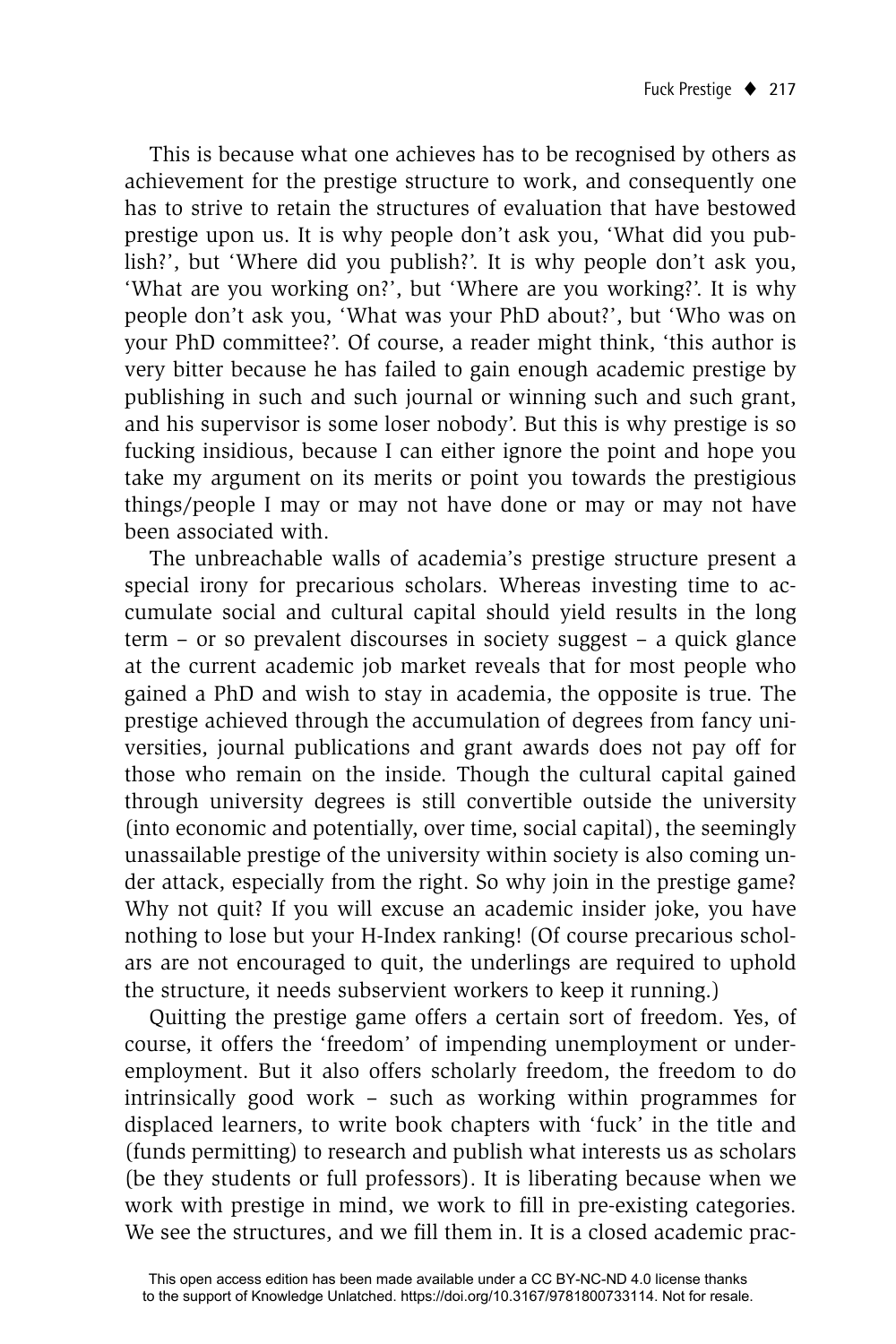This is because what one achieves has to be recognised by others as achievement for the prestige structure to work, and consequently one has to strive to retain the structures of evaluation that have bestowed prestige upon us. It is why people don't ask you, 'What did you publish?', but 'Where did you publish?'. It is why people don't ask you, 'What are you working on?', but 'Where are you working?'. It is why people don't ask you, 'What was your PhD about?', but 'Who was on your PhD committee?'. Of course, a reader might think, 'this author is very bitter because he has failed to gain enough academic prestige by publishing in such and such journal or winning such and such grant, and his supervisor is some loser nobody'. But this is why prestige is so fucking insidious, because I can either ignore the point and hope you take my argument on its merits or point you towards the prestigious things/people I may or may not have done or may or may not have been associated with.

The unbreachable walls of academia's prestige structure present a special irony for precarious scholars. Whereas investing time to accumulate social and cultural capital should yield results in the long term – or so prevalent discourses in society suggest – a quick glance at the current academic job market reveals that for most people who gained a PhD and wish to stay in academia, the opposite is true. The prestige achieved through the accumulation of degrees from fancy universities, journal publications and grant awards does not pay off for those who remain on the inside. Though the cultural capital gained through university degrees is still convertible outside the university (into economic and potentially, over time, social capital), the seemingly unassailable prestige of the university within society is also coming under attack, especially from the right. So why join in the prestige game? Why not quit? If you will excuse an academic insider joke, you have nothing to lose but your H-Index ranking! (Of course precarious scholars are not encouraged to quit, the underlings are required to uphold the structure, it needs subservient workers to keep it running.)

Quitting the prestige game offers a certain sort of freedom. Yes, of course, it offers the 'freedom' of impending unemployment or underemployment. But it also offers scholarly freedom, the freedom to do intrinsically good work – such as working within programmes for displaced learners, to write book chapters with 'fuck' in the title and (funds permitting) to research and publish what interests us as scholars (be they students or full professors). It is liberating because when we work with prestige in mind, we work to fill in pre-existing categories. We see the structures, and we fill them in. It is a closed academic prac-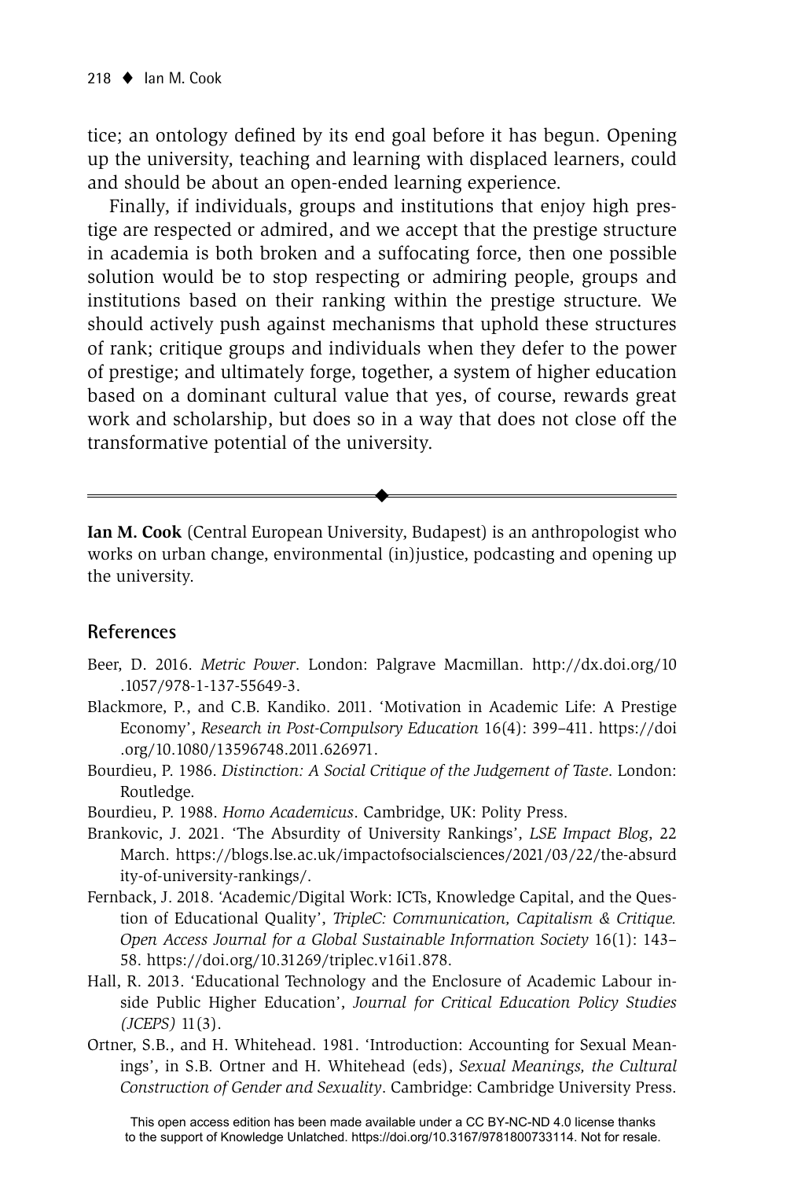tice; an ontology defined by its end goal before it has begun. Opening up the university, teaching and learning with displaced learners, could and should be about an open-ended learning experience.

Finally, if individuals, groups and institutions that enjoy high prestige are respected or admired, and we accept that the prestige structure in academia is both broken and a suffocating force, then one possible solution would be to stop respecting or admiring people, groups and institutions based on their ranking within the prestige structure. We should actively push against mechanisms that uphold these structures of rank; critique groups and individuals when they defer to the power of prestige; and ultimately forge, together, a system of higher education based on a dominant cultural value that yes, of course, rewards great work and scholarship, but does so in a way that does not close off the transformative potential of the university.

---

**Ian M. Cook** (Central European University, Budapest) is an anthropologist who works on urban change, environmental (in)justice, podcasting and opening up the university.

## References

Beer, D. 2016. *Metric Power*. London: Palgrave Macmillan. http://dx.doi.org/10.1057/978-1-137-55649-3.

Blackmore, P., and C.B. Kandiko. 2011. 'Motivation in Academic Life: A Prestige Economy', *Research in Post-Compulsory Education* 16(4): 399–411. https://doi.org/10.1080/13596748.2011.626971.

Bourdieu, P. 1986. *Distinction: A Social Critique of the Judgement of Taste*. London: Routledge.

Bourdieu, P. 1988. *Homo Academicus*. Cambridge, UK: Polity Press.

Brankovic, J. 2021. 'The Absurdity of University Rankings', *LSE Impact Blog*, 22 March. https://blogs.lse.ac.uk/impactofsocialsciences/2021/03/22/the-absurdity-of-university-rankings/.

Fernback, J. 2018. 'Academic/Digital Work: ICTs, Knowledge Capital, and the Question of Educational Quality', *TripleC: Communication, Capitalism & Critique. Open Access Journal for a Global Sustainable Information Society* 16(1): 143–58. https://doi.org/10.31269/triplec.v16i1.878.

Hall, R. 2013. 'Educational Technology and the Enclosure of Academic Labour inside Public Higher Education', *Journal for Critical Education Policy Studies (JCEPS)* 11(3).

Ortner, S.B., and H. Whitehead. 1981. 'Introduction: Accounting for Sexual Meanings', in S.B. Ortner and H. Whitehead (eds), *Sexual Meanings, the Cultural Construction of Gender and Sexuality*. Cambridge: Cambridge University Press.

This open access edition has been made available under a CC BY-NC-ND 4.0 license thanks to the support of Knowledge Unlatched. https://doi.org/10.3167/9781800733114. Not for resale.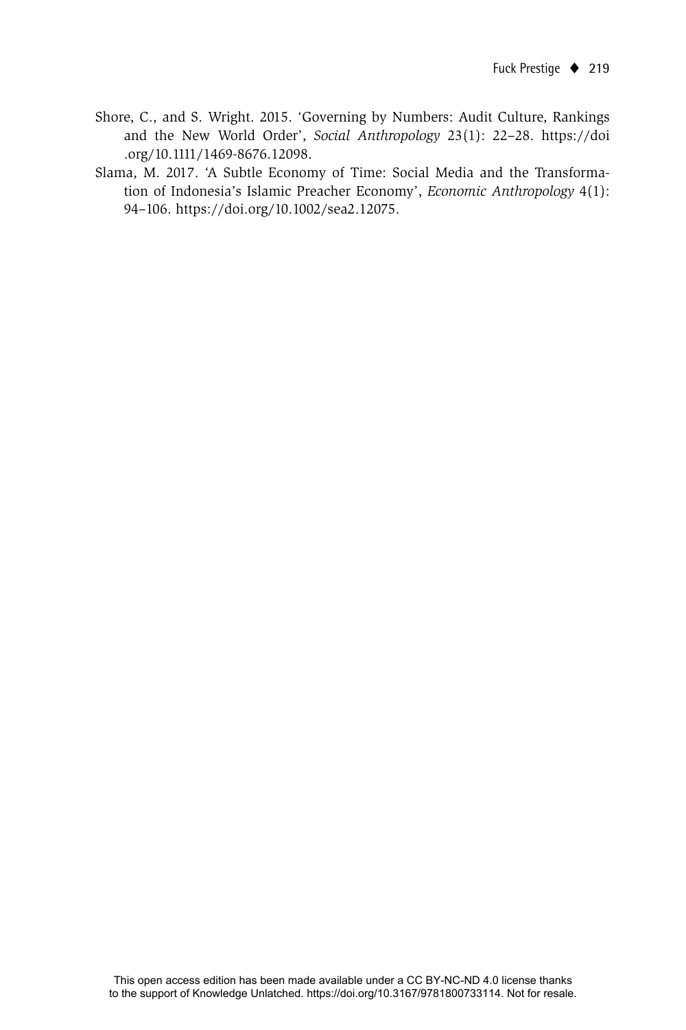Shore, C., and S. Wright. 2015. 'Governing by Numbers: Audit Culture, Rankings and the New World Order', *Social Anthropology* 23(1): 22–28. https://doi.org/10.1111/1469-8676.12098.

Slama, M. 2017. 'A Subtle Economy of Time: Social Media and the Transformation of Indonesia's Islamic Preacher Economy', *Economic Anthropology* 4(1): 94–106. https://doi.org/10.1002/sea2.12075.

This open access edition has been made available under a CC BY-NC-ND 4.0 license thanks to the support of Knowledge Unlatched. https://doi.org/10.3167/9781800733114. Not for resale.